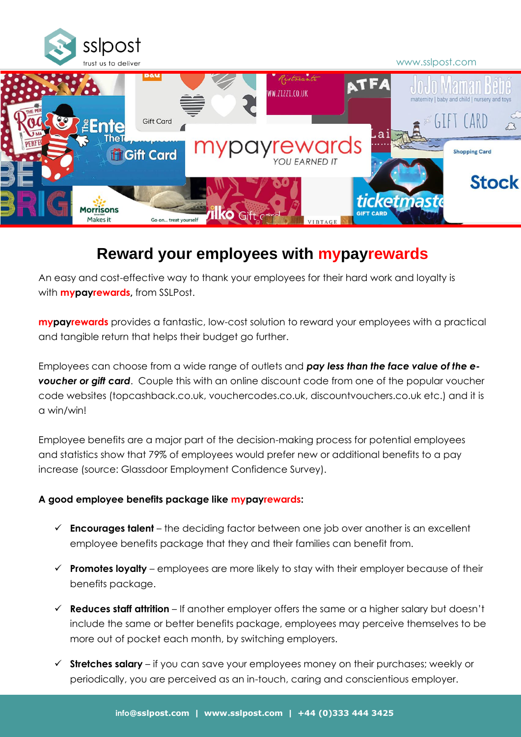# Reward your employees with mypayrewards

An easy and cost-effective way to thank your employees for their hard work and loyalty is with **mypayrewards**, from SSLPost.

**mypayrewards** provides a fantastic, low-cost solution to reward your employees with a practical and tangible return that helps their budget go further.

Employees can choose from a wide range of outlets and ***pay less than the face value of the e-voucher or gift card***. Couple this with an online discount code from one of the popular voucher code websites (topcashback.co.uk, vouchercodes.co.uk, discountvouchers.co.uk etc.) and it is a win/win!

Employee benefits are a major part of the decision-making process for potential employees and statistics show that 79% of employees would prefer new or additional benefits to a pay increase (source: Glassdoor Employment Confidence Survey).

**A good employee benefits package like mypayrewards:**

- ✓ **Encourages talent** – the deciding factor between one job over another is an excellent employee benefits package that they and their families can benefit from.
- ✓ **Promotes loyalty** – employees are more likely to stay with their employer because of their benefits package.
- ✓ **Reduces staff attrition** – If another employer offers the same or a higher salary but doesn't include the same or better benefits package, employees may perceive themselves to be more out of pocket each month, by switching employers.
- ✓ **Stretches salary** – if you can save your employees money on their purchases; weekly or periodically, you are perceived as an in-touch, caring and conscientious employer.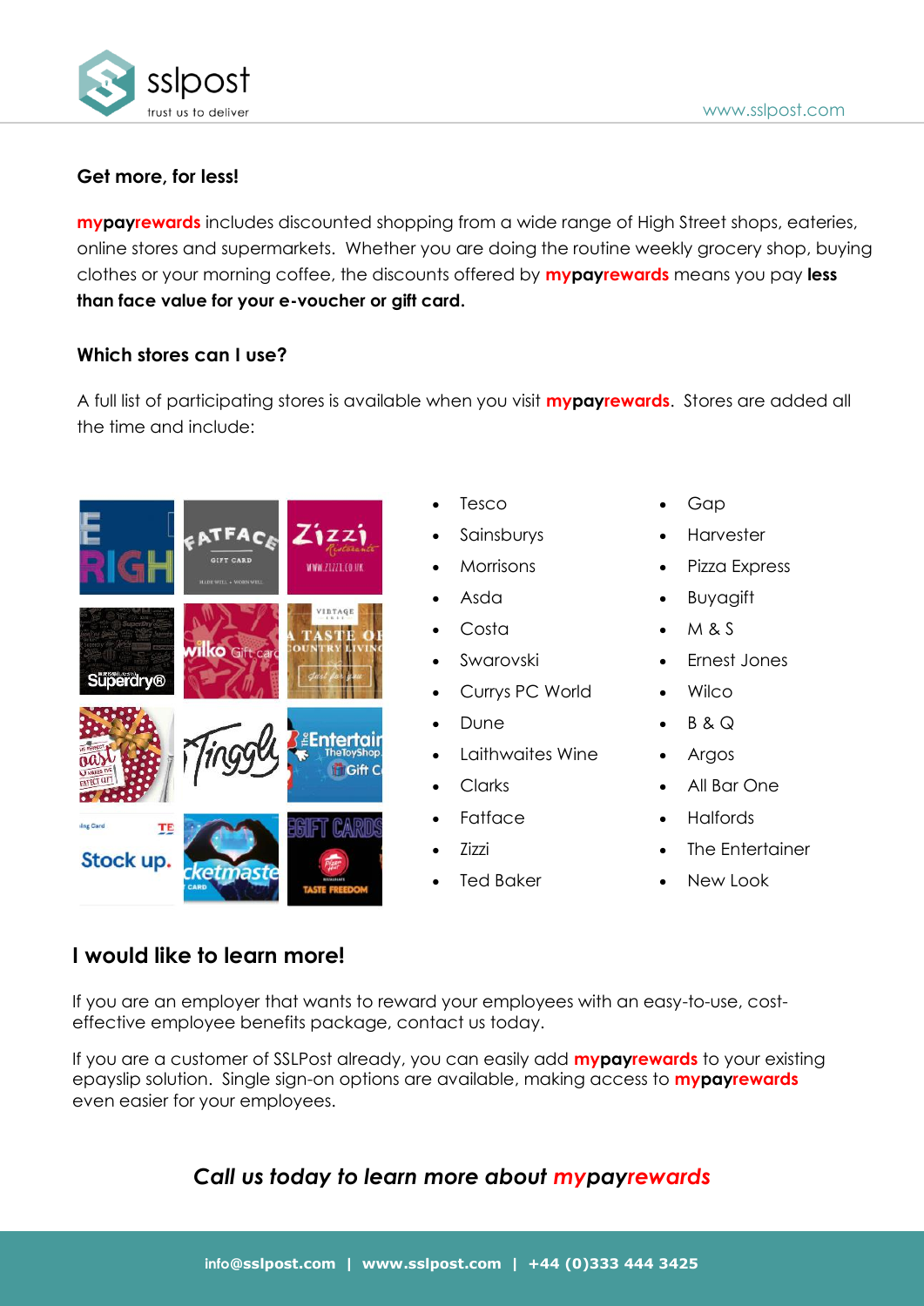## Get more, for less!

**mypayrewards** includes discounted shopping from a wide range of High Street shops, eateries, online stores and supermarkets. Whether you are doing the routine weekly grocery shop, buying clothes or your morning coffee, the discounts offered by **mypayrewards** means you pay **less than face value for your e-voucher or gift card.**

## Which stores can I use?

A full list of participating stores is available when you visit **mypayrewards**. Stores are added all the time and include:

- Tesco
- Sainsburys
- Morrisons
- Asda
- Costa
- Swarovski
- Currys PC World
- Dune
- Laithwaites Wine
- Clarks
- Fatface
- Zizzi
- Ted Baker
- Gap
- Harvester
- Pizza Express
- Buyagift
- M & S
- Ernest Jones
- Wilco
- B & Q
- Argos
- All Bar One
- Halfords
- The Entertainer
- New Look

## I would like to learn more!

If you are an employer that wants to reward your employees with an easy-to-use, cost-effective employee benefits package, contact us today.

If you are a customer of SSLPost already, you can easily add **mypayrewards** to your existing epayslip solution. Single sign-on options are available, making access to **mypayrewards** even easier for your employees.

***Call us today to learn more about mypayrewards***

**info@sslpost.com | www.sslpost.com | +44 (0)333 444 3425**